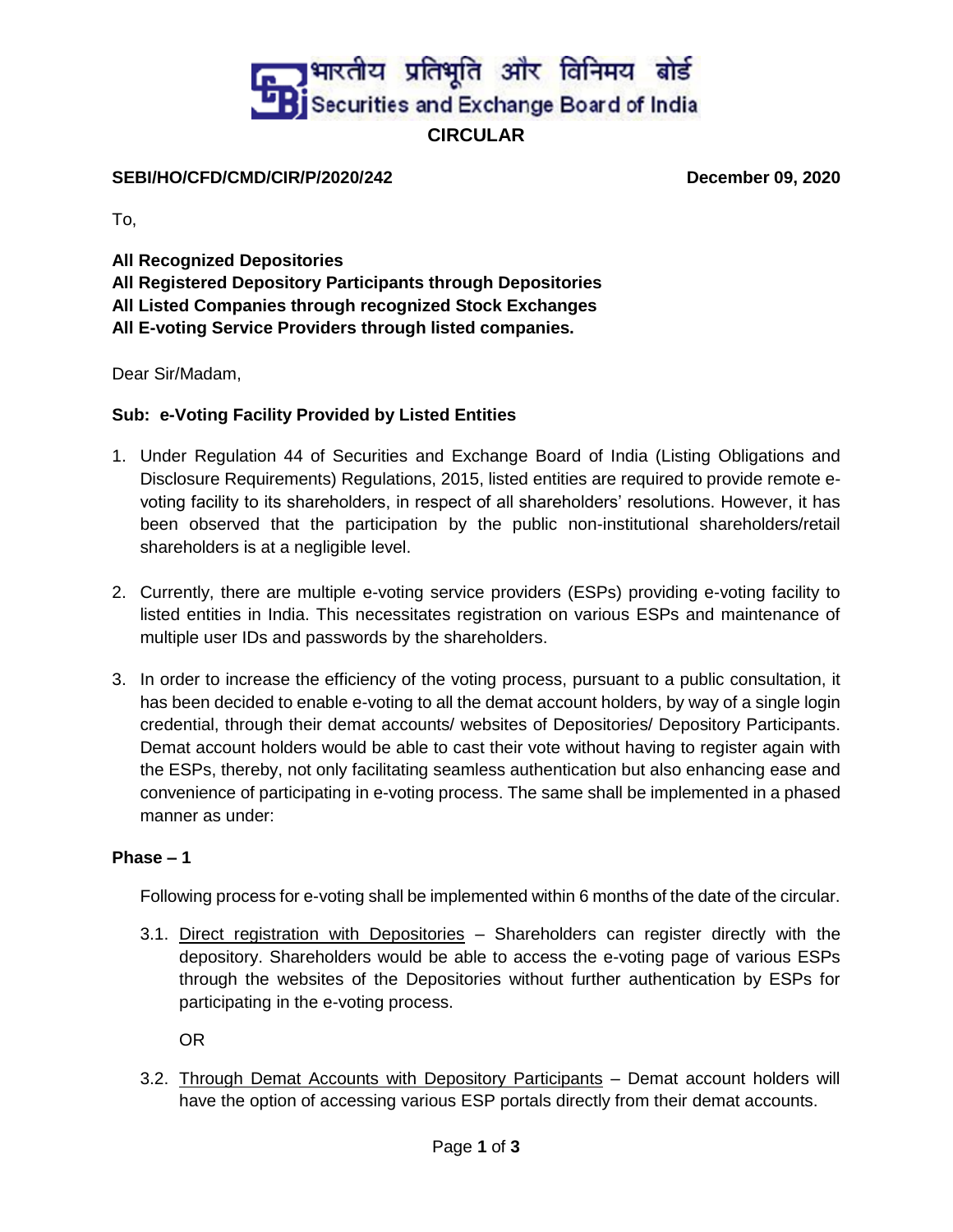भारतीय प्रतिभूति और विनिमय बोर्ड
Securities and Exchange Board of India

# CIRCULAR

**SEBI/HO/CFD/CMD/CIR/P/2020/242** **December 09, 2020**

To,

**All Recognized Depositories**
**All Registered Depository Participants through Depositories**
**All Listed Companies through recognized Stock Exchanges**
**All E-voting Service Providers through listed companies.**

Dear Sir/Madam,

**Sub: e-Voting Facility Provided by Listed Entities**

1. Under Regulation 44 of Securities and Exchange Board of India (Listing Obligations and Disclosure Requirements) Regulations, 2015, listed entities are required to provide remote e-voting facility to its shareholders, in respect of all shareholders' resolutions. However, it has been observed that the participation by the public non-institutional shareholders/retail shareholders is at a negligible level.

2. Currently, there are multiple e-voting service providers (ESPs) providing e-voting facility to listed entities in India. This necessitates registration on various ESPs and maintenance of multiple user IDs and passwords by the shareholders.

3. In order to increase the efficiency of the voting process, pursuant to a public consultation, it has been decided to enable e-voting to all the demat account holders, by way of a single login credential, through their demat accounts/ websites of Depositories/ Depository Participants. Demat account holders would be able to cast their vote without having to register again with the ESPs, thereby, not only facilitating seamless authentication but also enhancing ease and convenience of participating in e-voting process. The same shall be implemented in a phased manner as under:

**Phase – 1**

Following process for e-voting shall be implemented within 6 months of the date of the circular.

3.1. Direct registration with Depositories – Shareholders can register directly with the depository. Shareholders would be able to access the e-voting page of various ESPs through the websites of the Depositories without further authentication by ESPs for participating in the e-voting process.

OR

3.2. Through Demat Accounts with Depository Participants – Demat account holders will have the option of accessing various ESP portals directly from their demat accounts.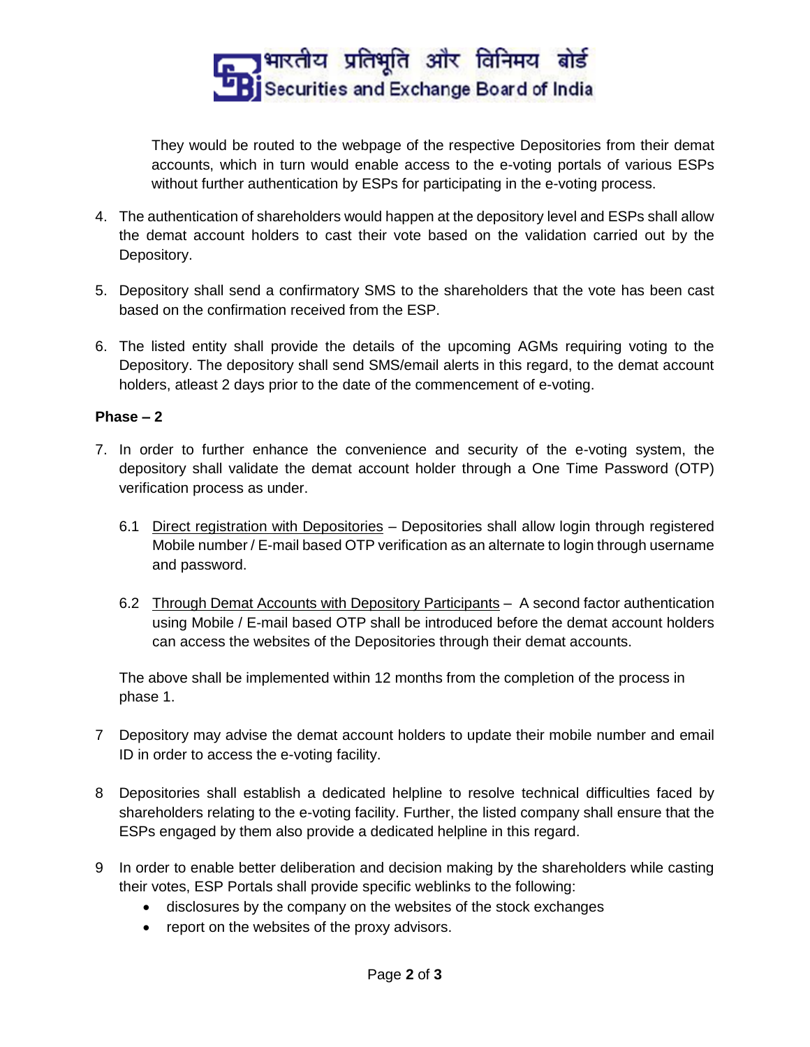They would be routed to the webpage of the respective Depositories from their demat accounts, which in turn would enable access to the e-voting portals of various ESPs without further authentication by ESPs for participating in the e-voting process.

4. The authentication of shareholders would happen at the depository level and ESPs shall allow the demat account holders to cast their vote based on the validation carried out by the Depository.

5. Depository shall send a confirmatory SMS to the shareholders that the vote has been cast based on the confirmation received from the ESP.

6. The listed entity shall provide the details of the upcoming AGMs requiring voting to the Depository. The depository shall send SMS/email alerts in this regard, to the demat account holders, atleast 2 days prior to the date of the commencement of e-voting.

**Phase – 2**

7. In order to further enhance the convenience and security of the e-voting system, the depository shall validate the demat account holder through a One Time Password (OTP) verification process as under.

   6.1 Direct registration with Depositories – Depositories shall allow login through registered Mobile number / E-mail based OTP verification as an alternate to login through username and password.

   6.2 Through Demat Accounts with Depository Participants – A second factor authentication using Mobile / E-mail based OTP shall be introduced before the demat account holders can access the websites of the Depositories through their demat accounts.

   The above shall be implemented within 12 months from the completion of the process in phase 1.

7 Depository may advise the demat account holders to update their mobile number and email ID in order to access the e-voting facility.

8 Depositories shall establish a dedicated helpline to resolve technical difficulties faced by shareholders relating to the e-voting facility. Further, the listed company shall ensure that the ESPs engaged by them also provide a dedicated helpline in this regard.

9 In order to enable better deliberation and decision making by the shareholders while casting their votes, ESP Portals shall provide specific weblinks to the following:
   - disclosures by the company on the websites of the stock exchanges
   - report on the websites of the proxy advisors.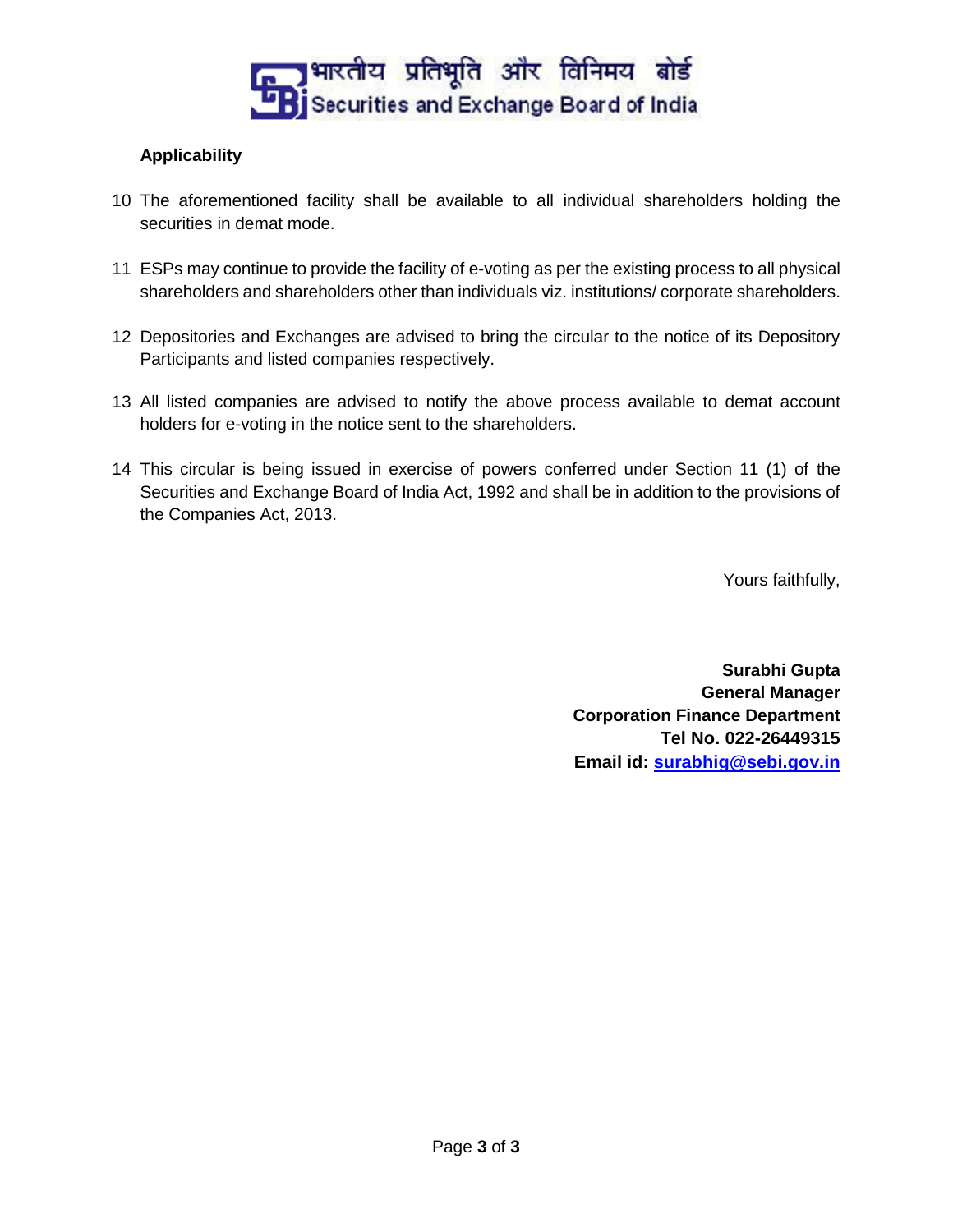**Applicability**

10 The aforementioned facility shall be available to all individual shareholders holding the securities in demat mode.

11 ESPs may continue to provide the facility of e-voting as per the existing process to all physical shareholders and shareholders other than individuals viz. institutions/ corporate shareholders.

12 Depositories and Exchanges are advised to bring the circular to the notice of its Depository Participants and listed companies respectively.

13 All listed companies are advised to notify the above process available to demat account holders for e-voting in the notice sent to the shareholders.

14 This circular is being issued in exercise of powers conferred under Section 11 (1) of the Securities and Exchange Board of India Act, 1992 and shall be in addition to the provisions of the Companies Act, 2013.

Yours faithfully,

**Surabhi Gupta**
**General Manager**
**Corporation Finance Department**
**Tel No. 022-26449315**
**Email id: surabhig@sebi.gov.in**